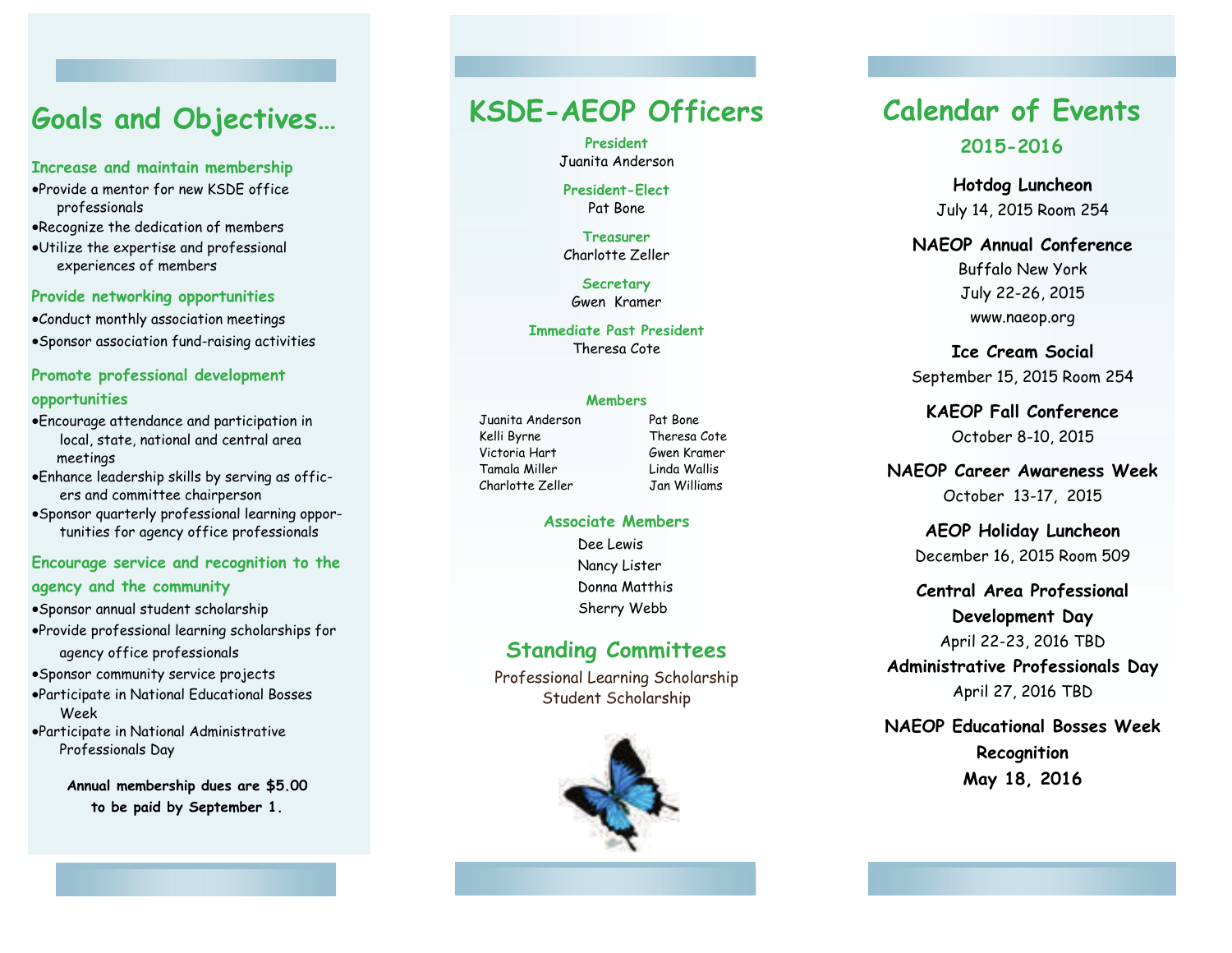# Goals and Objectives…

### Increase and maintain membership

- Provide a mentor for new KSDE office professionals
- Recognize the dedication of members
- Utilize the expertise and professional experiences of members

### Provide networking opportunities

- Conduct monthly association meetings
- Sponsor association fund-raising activities

### Promote professional development opportunities

- Encourage attendance and participation in local, state, national and central area meetings
- Enhance leadership skills by serving as officers and committee chairperson
- Sponsor quarterly professional learning opportunities for agency office professionals

### Encourage service and recognition to the agency and the community

- Sponsor annual student scholarship
- Provide professional learning scholarships for agency office professionals
- Sponsor community service projects
- Participate in National Educational Bosses Week
- Participate in National Administrative Professionals Day

**Annual membership dues are $5.00 to be paid by September 1.**

# KSDE-AEOP Officers

**President**
Juanita Anderson

**President-Elect**
Pat Bone

**Treasurer**
Charlotte Zeller

**Secretary**
Gwen Kramer

**Immediate Past President**
Theresa Cote

**Members**

Juanita Anderson
Kelli Byrne
Victoria Hart
Tamala Miller
Charlotte Zeller
Pat Bone
Theresa Cote
Gwen Kramer
Linda Wallis
Jan Williams

**Associate Members**

Dee Lewis
Nancy Lister
Donna Matthis
Sherry Webb

## Standing Committees

Professional Learning Scholarship
Student Scholarship

# Calendar of Events

## 2015-2016

**Hotdog Luncheon**
July 14, 2015 Room 254

**NAEOP Annual Conference**
Buffalo New York
July 22-26, 2015
www.naeop.org

**Ice Cream Social**
September 15, 2015 Room 254

**KAEOP Fall Conference**
October 8-10, 2015

**NAEOP Career Awareness Week**
October 13-17, 2015

**AEOP Holiday Luncheon**
December 16, 2015 Room 509

**Central Area Professional Development Day**
April 22-23, 2016 TBD

**Administrative Professionals Day**
April 27, 2016 TBD

**NAEOP Educational Bosses Week Recognition**
**May 18, 2016**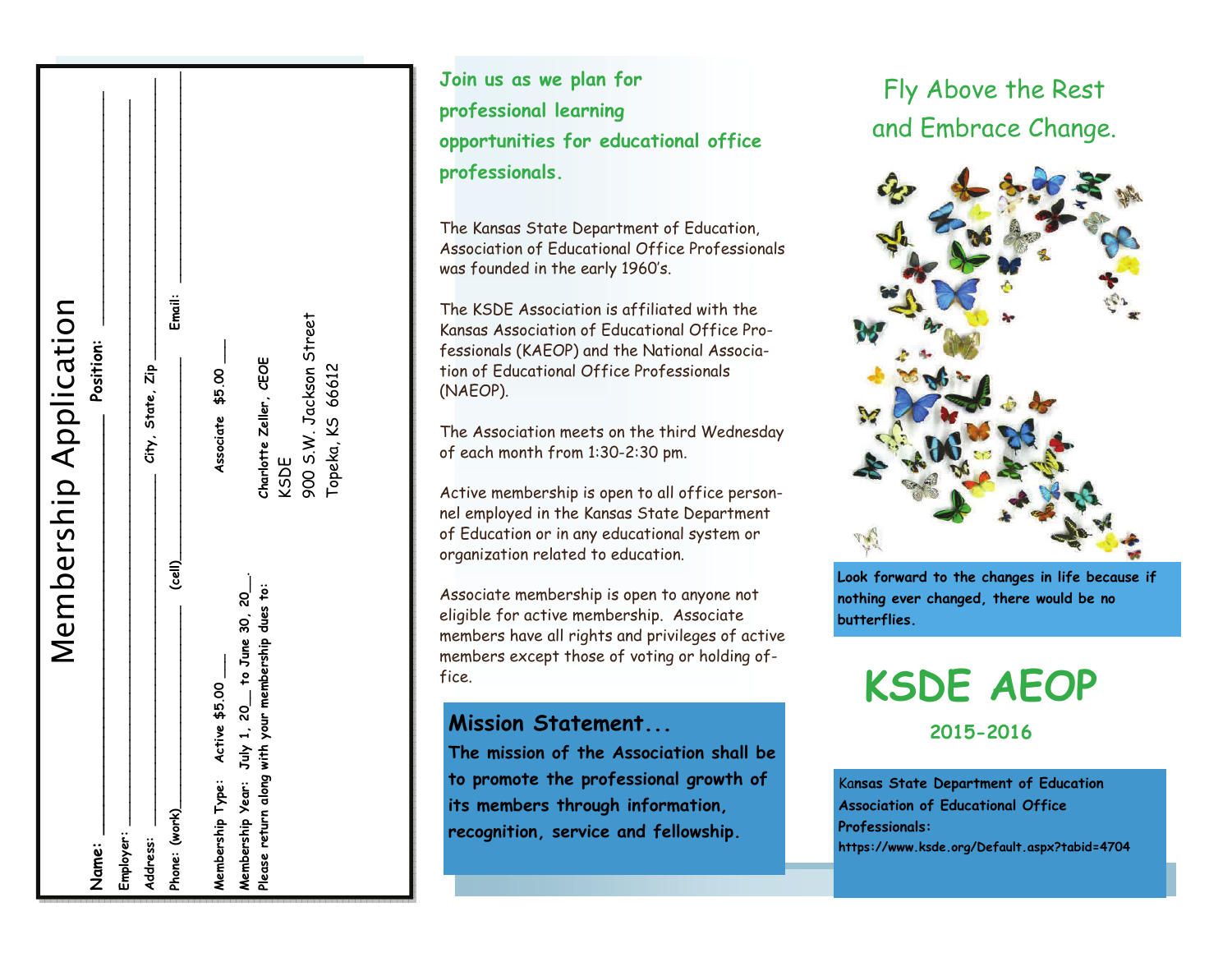# Membership Application

Name: ______________________________ Position: ______________________________

Employer: ____________________________________________________________

Address: ______________________________ City, State, Zip ______________________________

Phone: (work)______________________ (cell)______________________ Email: ______________________________

Membership Type: Active $5.00 ___ Associate $5.00 ___

Membership Year: July 1, 20___ to June 30, 20___.

Please return along with your membership dues to:

Charlotte Zeller, CEOE
KSDE
900 S.W. Jackson Street
Topeka, KS 66612

**Join us as we plan for professional learning opportunities for educational office professionals.**

The Kansas State Department of Education, Association of Educational Office Professionals was founded in the early 1960's.

The KSDE Association is affiliated with the Kansas Association of Educational Office Professionals (KAEOP) and the National Association of Educational Office Professionals (NAEOP).

The Association meets on the third Wednesday of each month from 1:30-2:30 pm.

Active membership is open to all office personnel employed in the Kansas State Department of Education or in any educational system or organization related to education.

Associate membership is open to anyone not eligible for active membership. Associate members have all rights and privileges of active members except those of voting or holding office.

## Mission Statement...

**The mission of the Association shall be to promote the professional growth of its members through information, recognition, service and fellowship.**

Fly Above the Rest and Embrace Change.

**Look forward to the changes in life because if nothing ever changed, there would be no butterflies.**

# KSDE AEOP

**2015-2016**

Kansas State Department of Education Association of Educational Office Professionals:
https://www.ksde.org/Default.aspx?tabid=4704